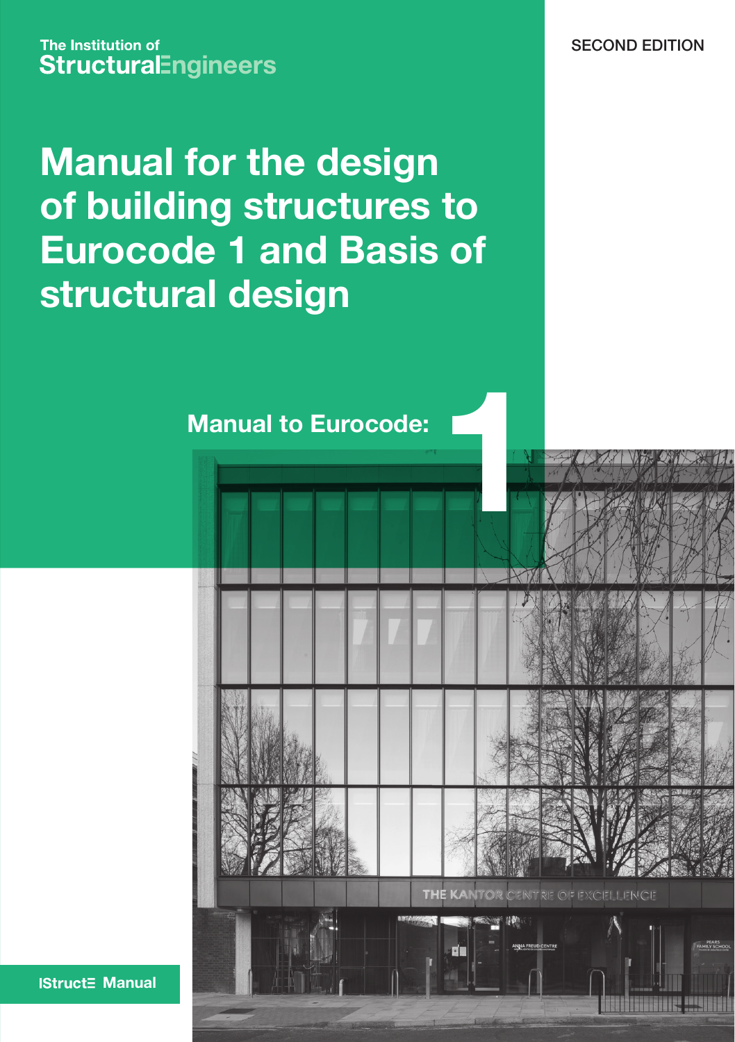The Institution of
StructuralEngineers

SECOND EDITION

# Manual for the design of building structures to Eurocode 1 and Basis of structural design

## Manual to Eurocode: 1

IStructE Manual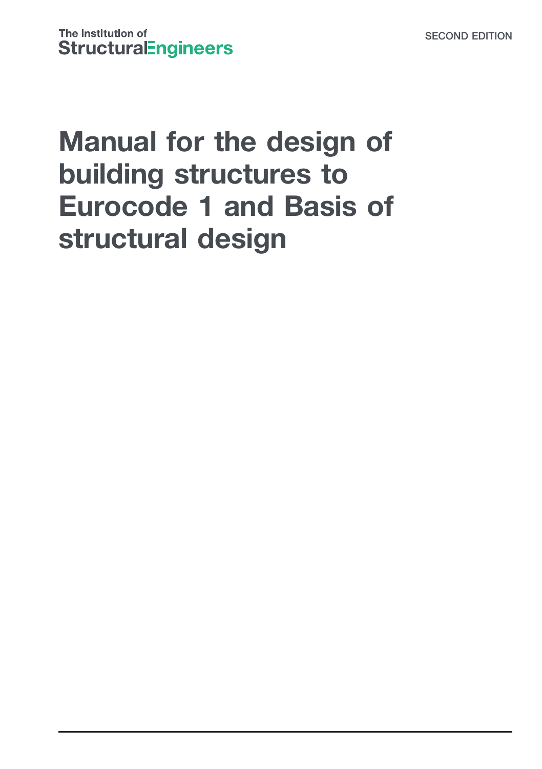The Institution of
StructuralEngineers

SECOND EDITION

# Manual for the design of building structures to Eurocode 1 and Basis of structural design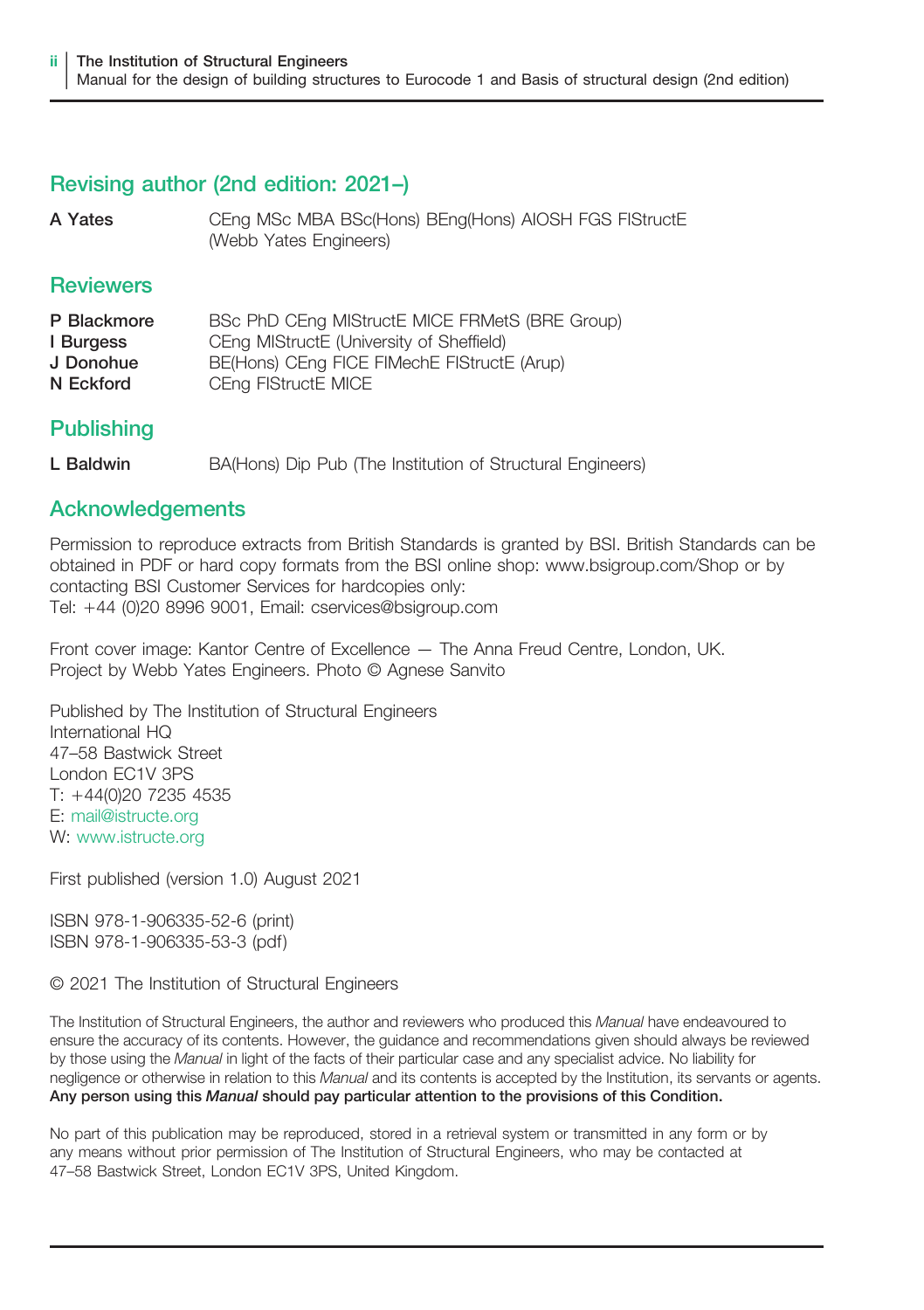## Revising author (2nd edition: 2021–)

| | |
|---|---|
| **A Yates** | CEng MSc MBA BSc(Hons) BEng(Hons) AIOSH FGS FIStructE (Webb Yates Engineers) |

## Reviewers

| | |
|---|---|
| **P Blackmore** | BSc PhD CEng MIStructE MICE FRMetS (BRE Group) |
| **I Burgess** | CEng MIStructE (University of Sheffield) |
| **J Donohue** | BE(Hons) CEng FICE FIMechE FIStructE (Arup) |
| **N Eckford** | CEng FIStructE MICE |

## Publishing

| | |
|---|---|
| **L Baldwin** | BA(Hons) Dip Pub (The Institution of Structural Engineers) |

## Acknowledgements

Permission to reproduce extracts from British Standards is granted by BSI. British Standards can be obtained in PDF or hard copy formats from the BSI online shop: www.bsigroup.com/Shop or by contacting BSI Customer Services for hardcopies only:
Tel: +44 (0)20 8996 9001, Email: cservices@bsigroup.com

Front cover image: Kantor Centre of Excellence — The Anna Freud Centre, London, UK.
Project by Webb Yates Engineers. Photo © Agnese Sanvito

Published by The Institution of Structural Engineers
International HQ
47–58 Bastwick Street
London EC1V 3PS
T: +44(0)20 7235 4535
E: mail@istructe.org
W: www.istructe.org

First published (version 1.0) August 2021

ISBN 978-1-906335-52-6 (print)
ISBN 978-1-906335-53-3 (pdf)

© 2021 The Institution of Structural Engineers

The Institution of Structural Engineers, the author and reviewers who produced this *Manual* have endeavoured to ensure the accuracy of its contents. However, the guidance and recommendations given should always be reviewed by those using the *Manual* in light of the facts of their particular case and any specialist advice. No liability for negligence or otherwise in relation to this *Manual* and its contents is accepted by the Institution, its servants or agents. **Any person using this *Manual* should pay particular attention to the provisions of this Condition.**

No part of this publication may be reproduced, stored in a retrieval system or transmitted in any form or by any means without prior permission of The Institution of Structural Engineers, who may be contacted at 47–58 Bastwick Street, London EC1V 3PS, United Kingdom.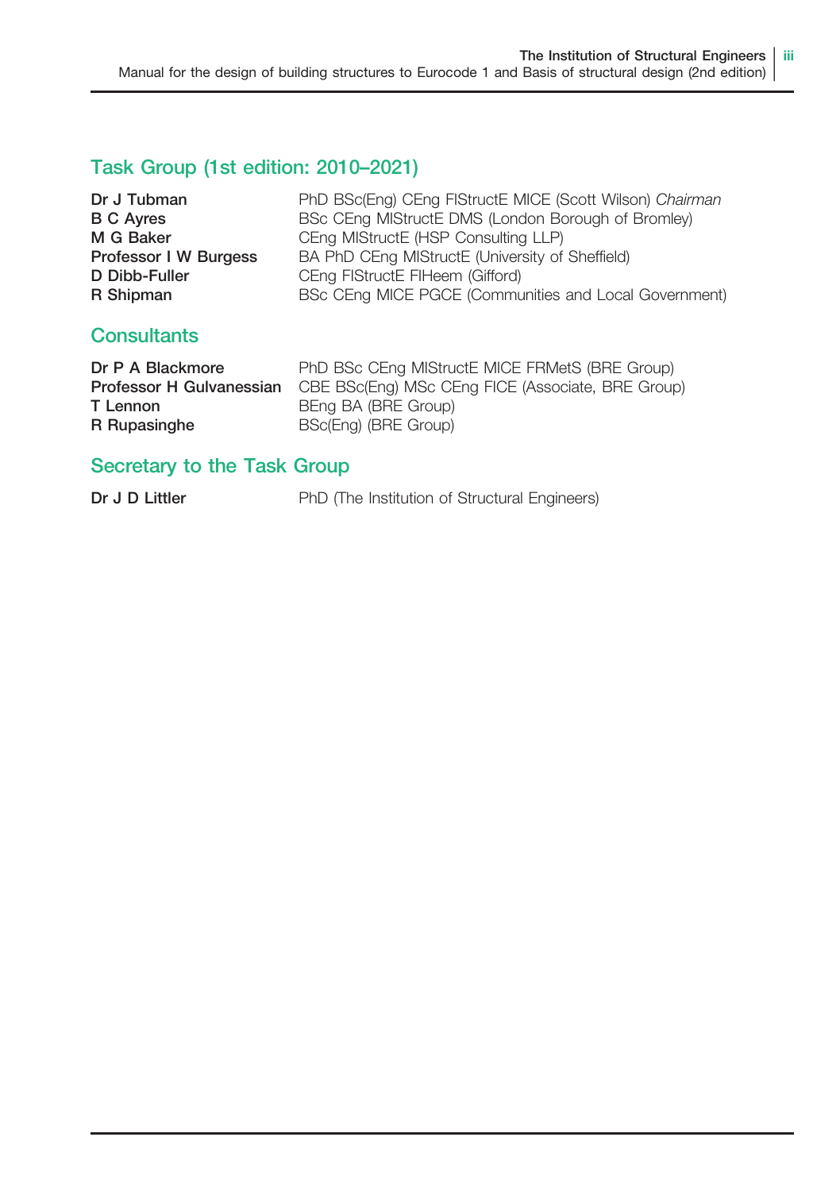## Task Group (1st edition: 2010–2021)

**Dr J Tubman** PhD BSc(Eng) CEng FIStructE MICE (Scott Wilson) *Chairman*
**B C Ayres** BSc CEng MIStructE DMS (London Borough of Bromley)
**M G Baker** CEng MIStructE (HSP Consulting LLP)
**Professor I W Burgess** BA PhD CEng MIStructE (University of Sheffield)
**D Dibb-Fuller** CEng FIStructE FIHeem (Gifford)
**R Shipman** BSc CEng MICE PGCE (Communities and Local Government)

## Consultants

**Dr P A Blackmore** PhD BSc CEng MIStructE MICE FRMetS (BRE Group)
**Professor H Gulvanessian** CBE BSc(Eng) MSc CEng FICE (Associate, BRE Group)
**T Lennon** BEng BA (BRE Group)
**R Rupasinghe** BSc(Eng) (BRE Group)

## Secretary to the Task Group

**Dr J D Littler** PhD (The Institution of Structural Engineers)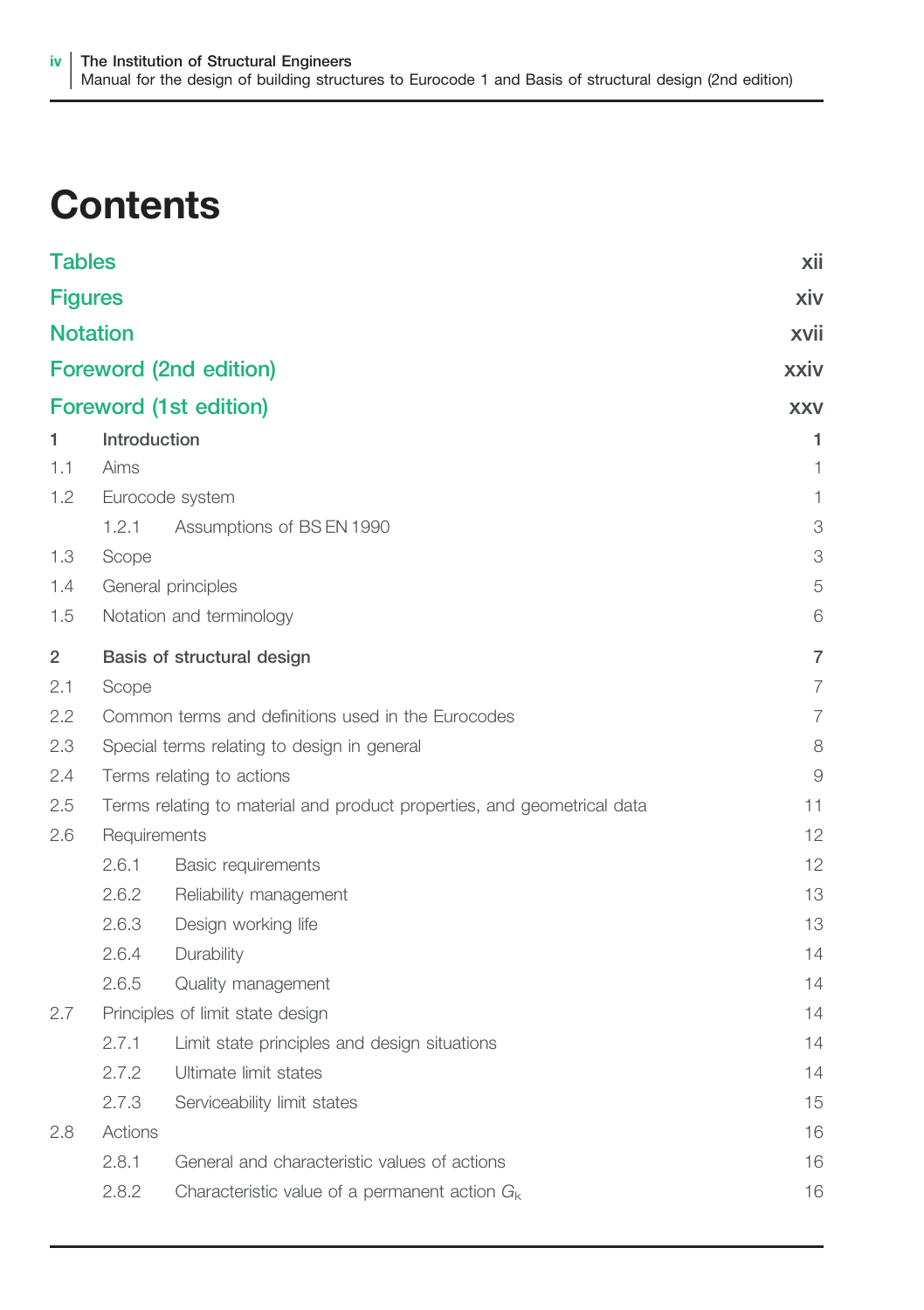# Contents

| | | |
|---|---|---|
| **Tables** | | **xii** |
| **Figures** | | **xiv** |
| **Notation** | | **xvii** |
| **Foreword (2nd edition)** | | **xxiv** |
| **Foreword (1st edition)** | | **xxv** |
| **1** | **Introduction** | **1** |
| 1.1 | Aims | 1 |
| 1.2 | Eurocode system | 1 |
| | 1.2.1 Assumptions of BS EN 1990 | 3 |
| 1.3 | Scope | 3 |
| 1.4 | General principles | 5 |
| 1.5 | Notation and terminology | 6 |
| **2** | **Basis of structural design** | **7** |
| 2.1 | Scope | 7 |
| 2.2 | Common terms and definitions used in the Eurocodes | 7 |
| 2.3 | Special terms relating to design in general | 8 |
| 2.4 | Terms relating to actions | 9 |
| 2.5 | Terms relating to material and product properties, and geometrical data | 11 |
| 2.6 | Requirements | 12 |
| | 2.6.1 Basic requirements | 12 |
| | 2.6.2 Reliability management | 13 |
| | 2.6.3 Design working life | 13 |
| | 2.6.4 Durability | 14 |
| | 2.6.5 Quality management | 14 |
| 2.7 | Principles of limit state design | 14 |
| | 2.7.1 Limit state principles and design situations | 14 |
| | 2.7.2 Ultimate limit states | 14 |
| | 2.7.3 Serviceability limit states | 15 |
| 2.8 | Actions | 16 |
| | 2.8.1 General and characteristic values of actions | 16 |
| | 2.8.2 Characteristic value of a permanent action $G_k$ | 16 |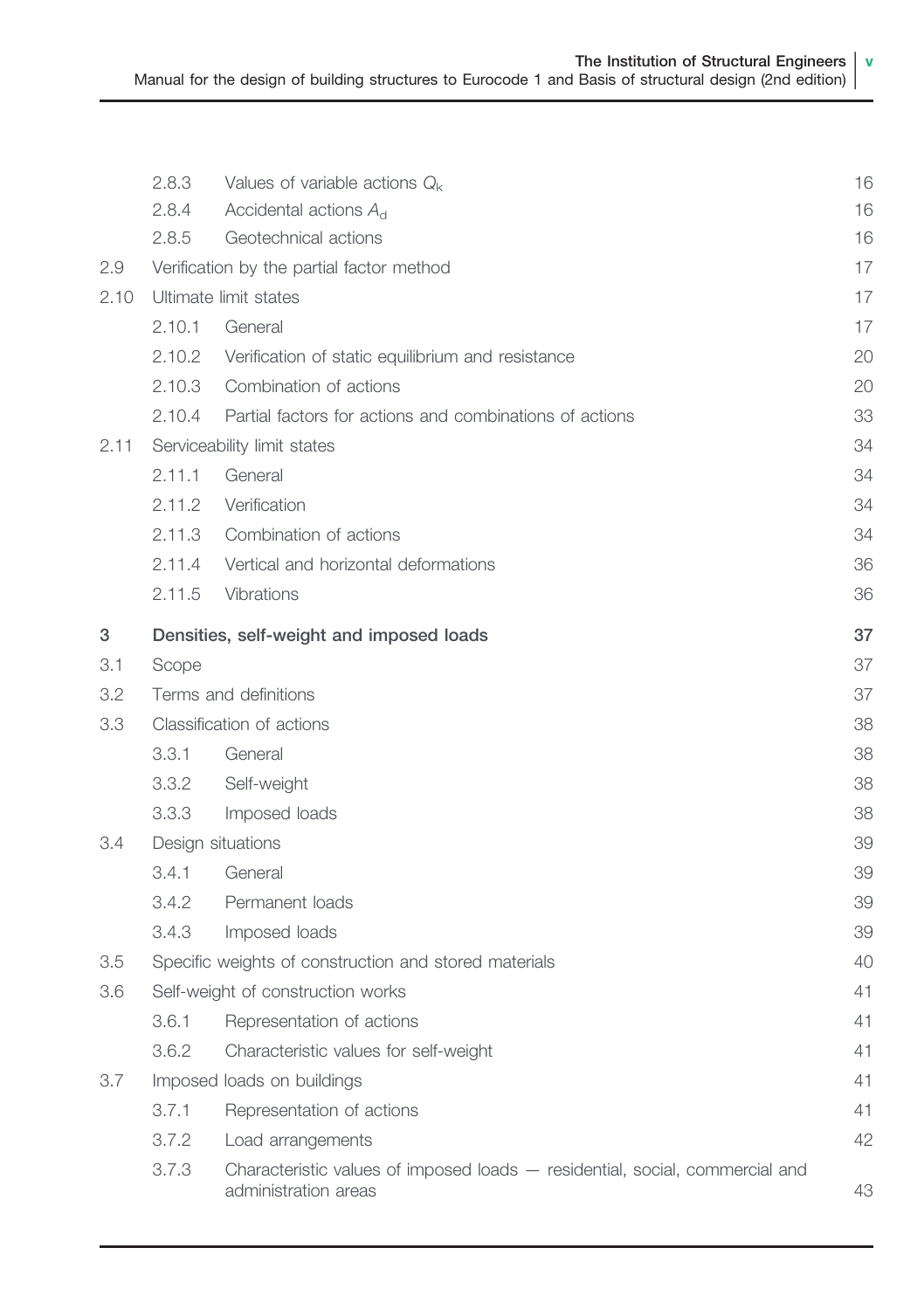| | | | |
|---|---|---|---|
| | 2.8.3 | Values of variable actions $Q_k$ | 16 |
| | 2.8.4 | Accidental actions $A_d$ | 16 |
| | 2.8.5 | Geotechnical actions | 16 |
| 2.9 | Verification by the partial factor method | | 17 |
| 2.10 | Ultimate limit states | | 17 |
| | 2.10.1 | General | 17 |
| | 2.10.2 | Verification of static equilibrium and resistance | 20 |
| | 2.10.3 | Combination of actions | 20 |
| | 2.10.4 | Partial factors for actions and combinations of actions | 33 |
| 2.11 | Serviceability limit states | | 34 |
| | 2.11.1 | General | 34 |
| | 2.11.2 | Verification | 34 |
| | 2.11.3 | Combination of actions | 34 |
| | 2.11.4 | Vertical and horizontal deformations | 36 |
| | 2.11.5 | Vibrations | 36 |
| **3** | **Densities, self-weight and imposed loads** | | **37** |
| 3.1 | Scope | | 37 |
| 3.2 | Terms and definitions | | 37 |
| 3.3 | Classification of actions | | 38 |
| | 3.3.1 | General | 38 |
| | 3.3.2 | Self-weight | 38 |
| | 3.3.3 | Imposed loads | 38 |
| 3.4 | Design situations | | 39 |
| | 3.4.1 | General | 39 |
| | 3.4.2 | Permanent loads | 39 |
| | 3.4.3 | Imposed loads | 39 |
| 3.5 | Specific weights of construction and stored materials | | 40 |
| 3.6 | Self-weight of construction works | | 41 |
| | 3.6.1 | Representation of actions | 41 |
| | 3.6.2 | Characteristic values for self-weight | 41 |
| 3.7 | Imposed loads on buildings | | 41 |
| | 3.7.1 | Representation of actions | 41 |
| | 3.7.2 | Load arrangements | 42 |
| | 3.7.3 | Characteristic values of imposed loads — residential, social, commercial and administration areas | 43 |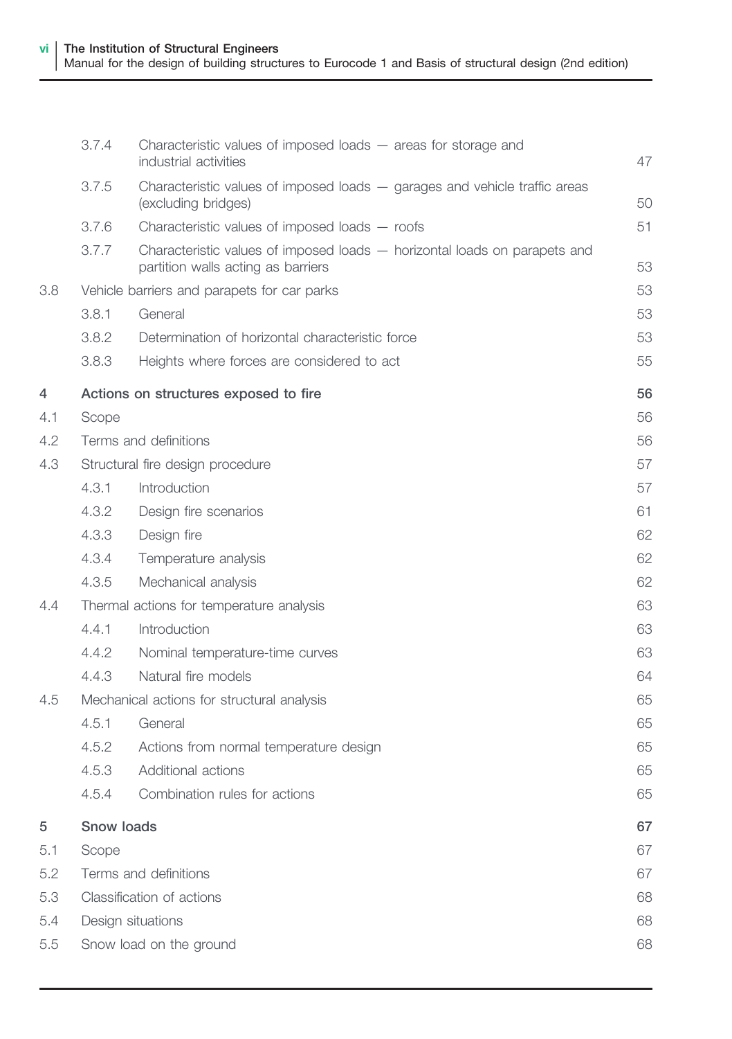| | | | |
|---|---|---|---|
| | 3.7.4 | Characteristic values of imposed loads — areas for storage and industrial activities | 47 |
| | 3.7.5 | Characteristic values of imposed loads — garages and vehicle traffic areas (excluding bridges) | 50 |
| | 3.7.6 | Characteristic values of imposed loads — roofs | 51 |
| | 3.7.7 | Characteristic values of imposed loads — horizontal loads on parapets and partition walls acting as barriers | 53 |
| 3.8 | Vehicle barriers and parapets for car parks | | 53 |
| | 3.8.1 | General | 53 |
| | 3.8.2 | Determination of horizontal characteristic force | 53 |
| | 3.8.3 | Heights where forces are considered to act | 55 |
| **4** | **Actions on structures exposed to fire** | | **56** |
| 4.1 | Scope | | 56 |
| 4.2 | Terms and definitions | | 56 |
| 4.3 | Structural fire design procedure | | 57 |
| | 4.3.1 | Introduction | 57 |
| | 4.3.2 | Design fire scenarios | 61 |
| | 4.3.3 | Design fire | 62 |
| | 4.3.4 | Temperature analysis | 62 |
| | 4.3.5 | Mechanical analysis | 62 |
| 4.4 | Thermal actions for temperature analysis | | 63 |
| | 4.4.1 | Introduction | 63 |
| | 4.4.2 | Nominal temperature-time curves | 63 |
| | 4.4.3 | Natural fire models | 64 |
| 4.5 | Mechanical actions for structural analysis | | 65 |
| | 4.5.1 | General | 65 |
| | 4.5.2 | Actions from normal temperature design | 65 |
| | 4.5.3 | Additional actions | 65 |
| | 4.5.4 | Combination rules for actions | 65 |
| **5** | **Snow loads** | | **67** |
| 5.1 | Scope | | 67 |
| 5.2 | Terms and definitions | | 67 |
| 5.3 | Classification of actions | | 68 |
| 5.4 | Design situations | | 68 |
| 5.5 | Snow load on the ground | | 68 |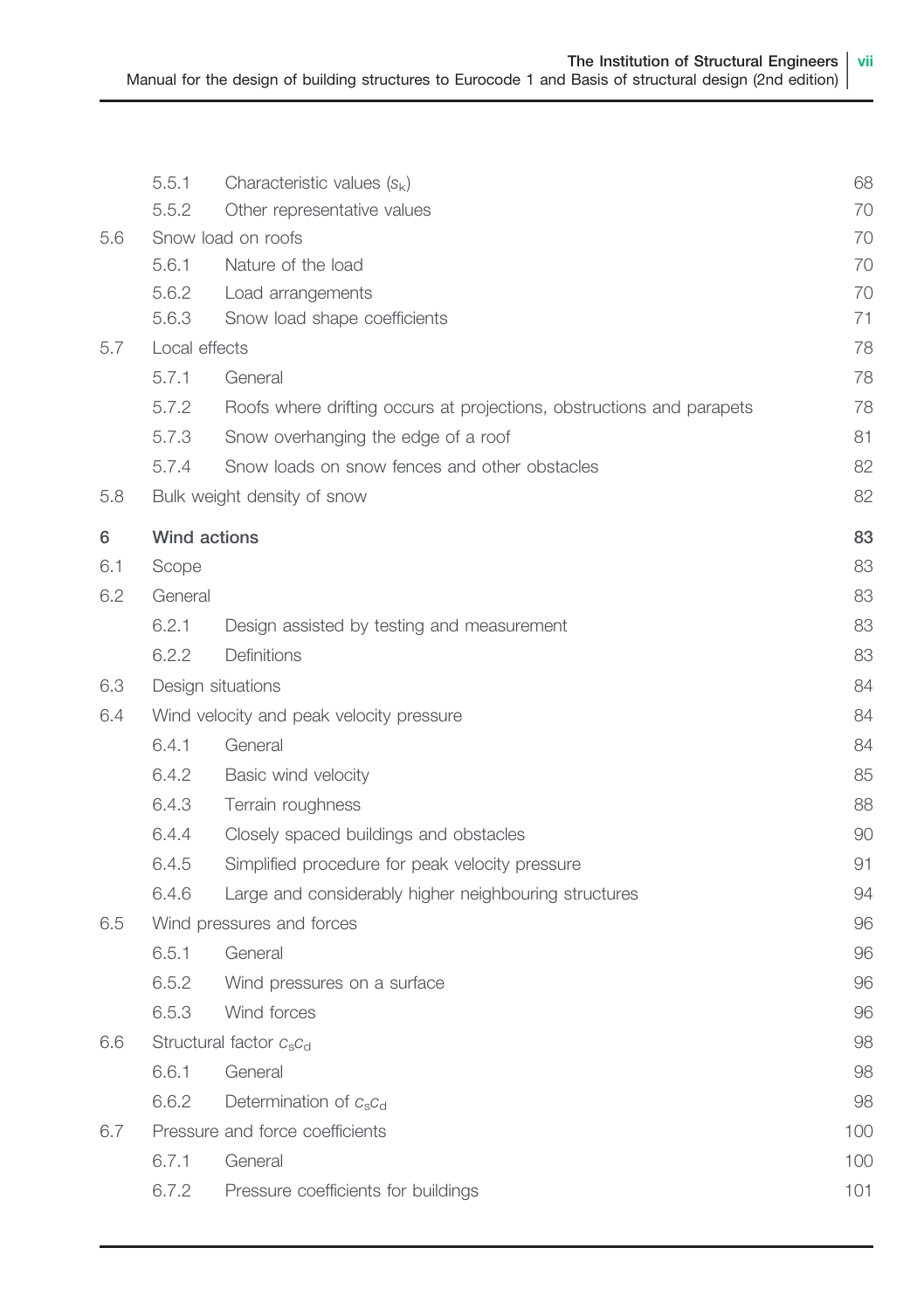| | | | |
|---|---|---|---|
| | 5.5.1 | Characteristic values ($s_k$) | 68 |
| | 5.5.2 | Other representative values | 70 |
| 5.6 | Snow load on roofs | | 70 |
| | 5.6.1 | Nature of the load | 70 |
| | 5.6.2 | Load arrangements | 70 |
| | 5.6.3 | Snow load shape coefficients | 71 |
| 5.7 | Local effects | | 78 |
| | 5.7.1 | General | 78 |
| | 5.7.2 | Roofs where drifting occurs at projections, obstructions and parapets | 78 |
| | 5.7.3 | Snow overhanging the edge of a roof | 81 |
| | 5.7.4 | Snow loads on snow fences and other obstacles | 82 |
| 5.8 | Bulk weight density of snow | | 82 |
| **6** | **Wind actions** | | **83** |
| 6.1 | Scope | | 83 |
| 6.2 | General | | 83 |
| | 6.2.1 | Design assisted by testing and measurement | 83 |
| | 6.2.2 | Definitions | 83 |
| 6.3 | Design situations | | 84 |
| 6.4 | Wind velocity and peak velocity pressure | | 84 |
| | 6.4.1 | General | 84 |
| | 6.4.2 | Basic wind velocity | 85 |
| | 6.4.3 | Terrain roughness | 88 |
| | 6.4.4 | Closely spaced buildings and obstacles | 90 |
| | 6.4.5 | Simplified procedure for peak velocity pressure | 91 |
| | 6.4.6 | Large and considerably higher neighbouring structures | 94 |
| 6.5 | Wind pressures and forces | | 96 |
| | 6.5.1 | General | 96 |
| | 6.5.2 | Wind pressures on a surface | 96 |
| | 6.5.3 | Wind forces | 96 |
| 6.6 | Structural factor $c_s c_d$ | | 98 |
| | 6.6.1 | General | 98 |
| | 6.6.2 | Determination of $c_s c_d$ | 98 |
| 6.7 | Pressure and force coefficients | | 100 |
| | 6.7.1 | General | 100 |
| | 6.7.2 | Pressure coefficients for buildings | 101 |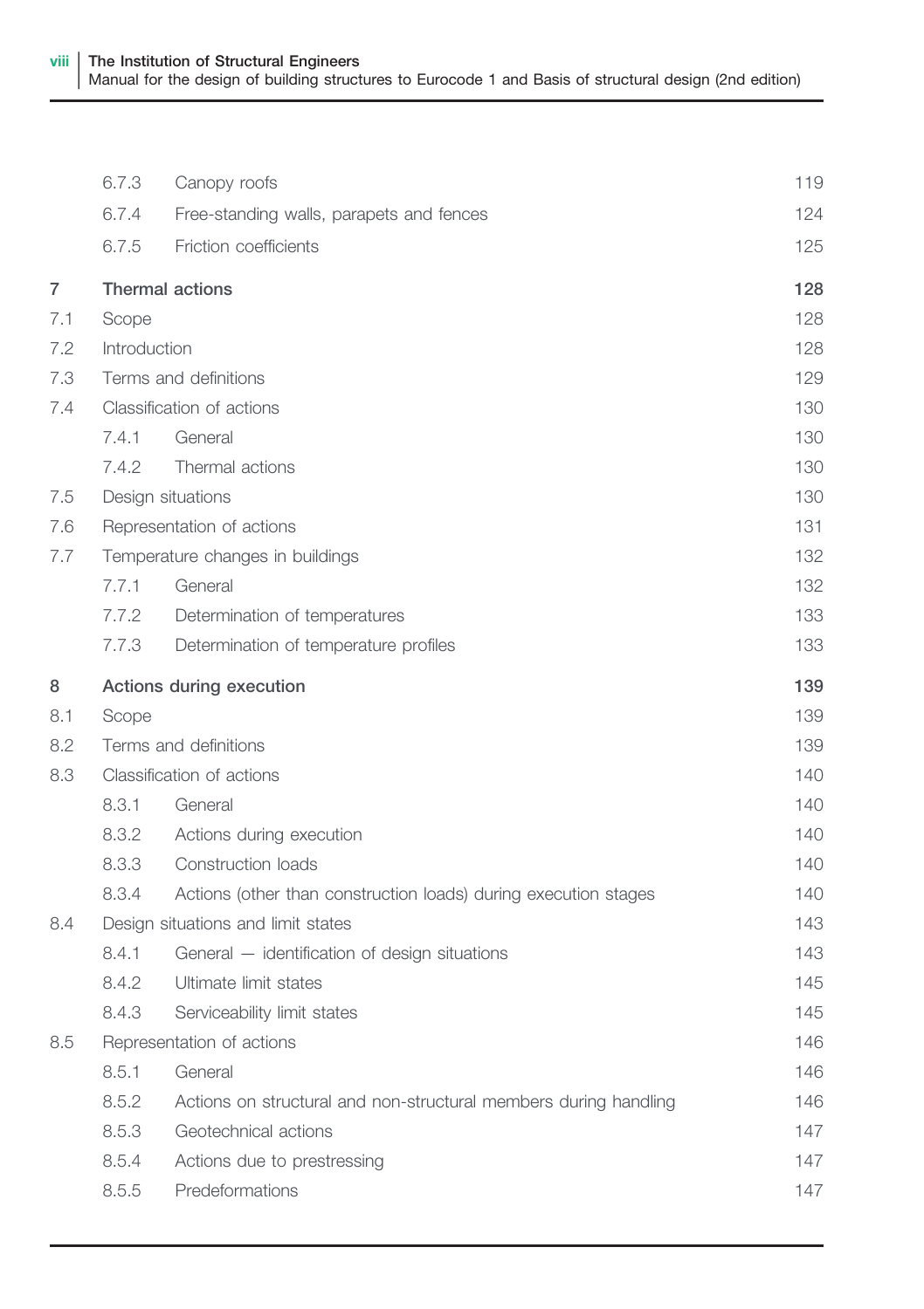| | | | |
|---|---|---|---|
| | 6.7.3 | Canopy roofs | 119 |
| | 6.7.4 | Free-standing walls, parapets and fences | 124 |
| | 6.7.5 | Friction coefficients | 125 |
| **7** | **Thermal actions** | | **128** |
| 7.1 | Scope | | 128 |
| 7.2 | Introduction | | 128 |
| 7.3 | Terms and definitions | | 129 |
| 7.4 | Classification of actions | | 130 |
| | 7.4.1 | General | 130 |
| | 7.4.2 | Thermal actions | 130 |
| 7.5 | Design situations | | 130 |
| 7.6 | Representation of actions | | 131 |
| 7.7 | Temperature changes in buildings | | 132 |
| | 7.7.1 | General | 132 |
| | 7.7.2 | Determination of temperatures | 133 |
| | 7.7.3 | Determination of temperature profiles | 133 |
| **8** | **Actions during execution** | | **139** |
| 8.1 | Scope | | 139 |
| 8.2 | Terms and definitions | | 139 |
| 8.3 | Classification of actions | | 140 |
| | 8.3.1 | General | 140 |
| | 8.3.2 | Actions during execution | 140 |
| | 8.3.3 | Construction loads | 140 |
| | 8.3.4 | Actions (other than construction loads) during execution stages | 140 |
| 8.4 | Design situations and limit states | | 143 |
| | 8.4.1 | General — identification of design situations | 143 |
| | 8.4.2 | Ultimate limit states | 145 |
| | 8.4.3 | Serviceability limit states | 145 |
| 8.5 | Representation of actions | | 146 |
| | 8.5.1 | General | 146 |
| | 8.5.2 | Actions on structural and non-structural members during handling | 146 |
| | 8.5.3 | Geotechnical actions | 147 |
| | 8.5.4 | Actions due to prestressing | 147 |
| | 8.5.5 | Predeformations | 147 |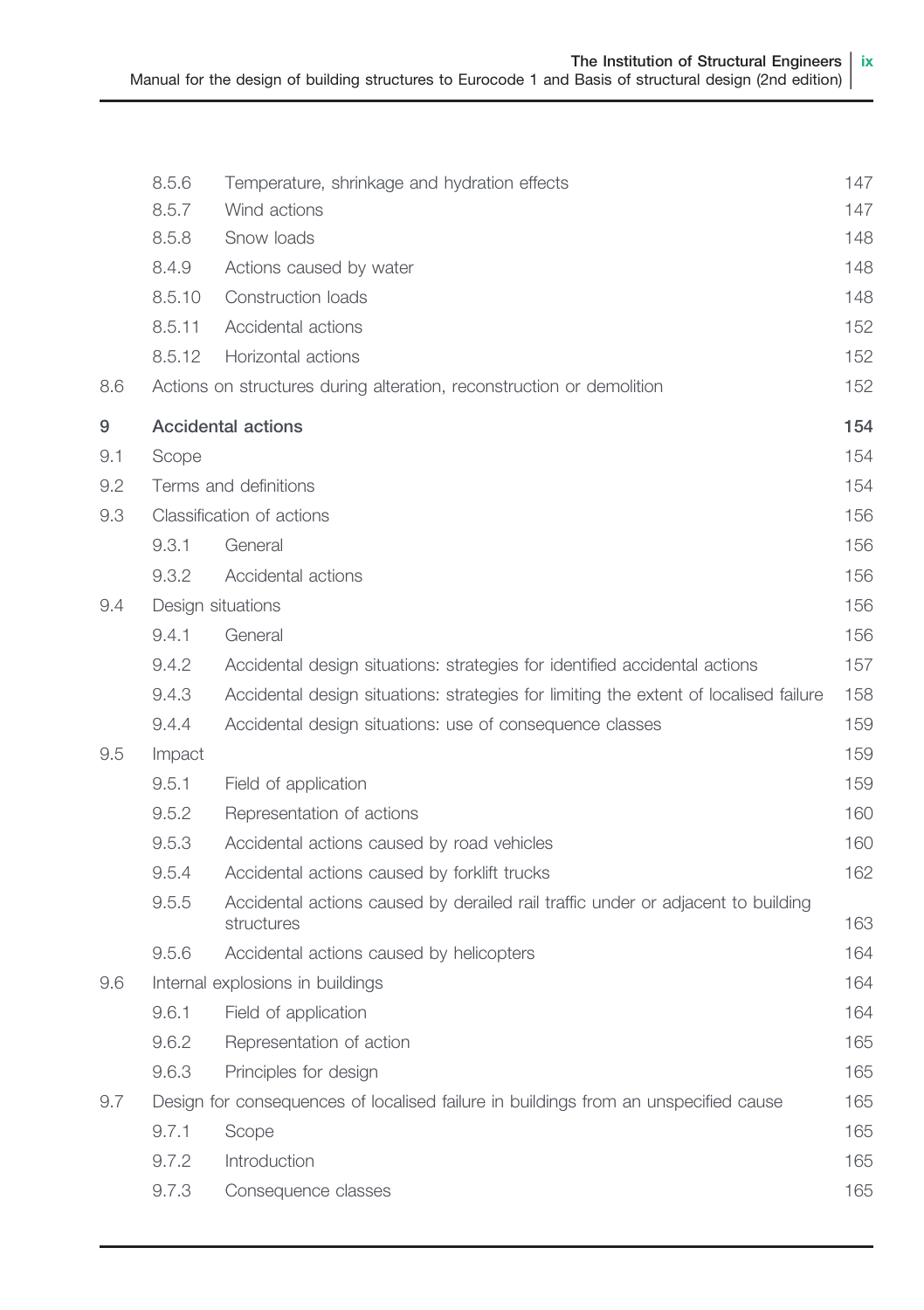| | | | |
|---|---|---|---|
| | 8.5.6 | Temperature, shrinkage and hydration effects | 147 |
| | 8.5.7 | Wind actions | 147 |
| | 8.5.8 | Snow loads | 148 |
| | 8.4.9 | Actions caused by water | 148 |
| | 8.5.10 | Construction loads | 148 |
| | 8.5.11 | Accidental actions | 152 |
| | 8.5.12 | Horizontal actions | 152 |
| 8.6 | Actions on structures during alteration, reconstruction or demolition | | 152 |
| **9** | **Accidental actions** | | **154** |
| 9.1 | Scope | | 154 |
| 9.2 | Terms and definitions | | 154 |
| 9.3 | Classification of actions | | 156 |
| | 9.3.1 | General | 156 |
| | 9.3.2 | Accidental actions | 156 |
| 9.4 | Design situations | | 156 |
| | 9.4.1 | General | 156 |
| | 9.4.2 | Accidental design situations: strategies for identified accidental actions | 157 |
| | 9.4.3 | Accidental design situations: strategies for limiting the extent of localised failure | 158 |
| | 9.4.4 | Accidental design situations: use of consequence classes | 159 |
| 9.5 | Impact | | 159 |
| | 9.5.1 | Field of application | 159 |
| | 9.5.2 | Representation of actions | 160 |
| | 9.5.3 | Accidental actions caused by road vehicles | 160 |
| | 9.5.4 | Accidental actions caused by forklift trucks | 162 |
| | 9.5.5 | Accidental actions caused by derailed rail traffic under or adjacent to building structures | 163 |
| | 9.5.6 | Accidental actions caused by helicopters | 164 |
| 9.6 | Internal explosions in buildings | | 164 |
| | 9.6.1 | Field of application | 164 |
| | 9.6.2 | Representation of action | 165 |
| | 9.6.3 | Principles for design | 165 |
| 9.7 | Design for consequences of localised failure in buildings from an unspecified cause | | 165 |
| | 9.7.1 | Scope | 165 |
| | 9.7.2 | Introduction | 165 |
| | 9.7.3 | Consequence classes | 165 |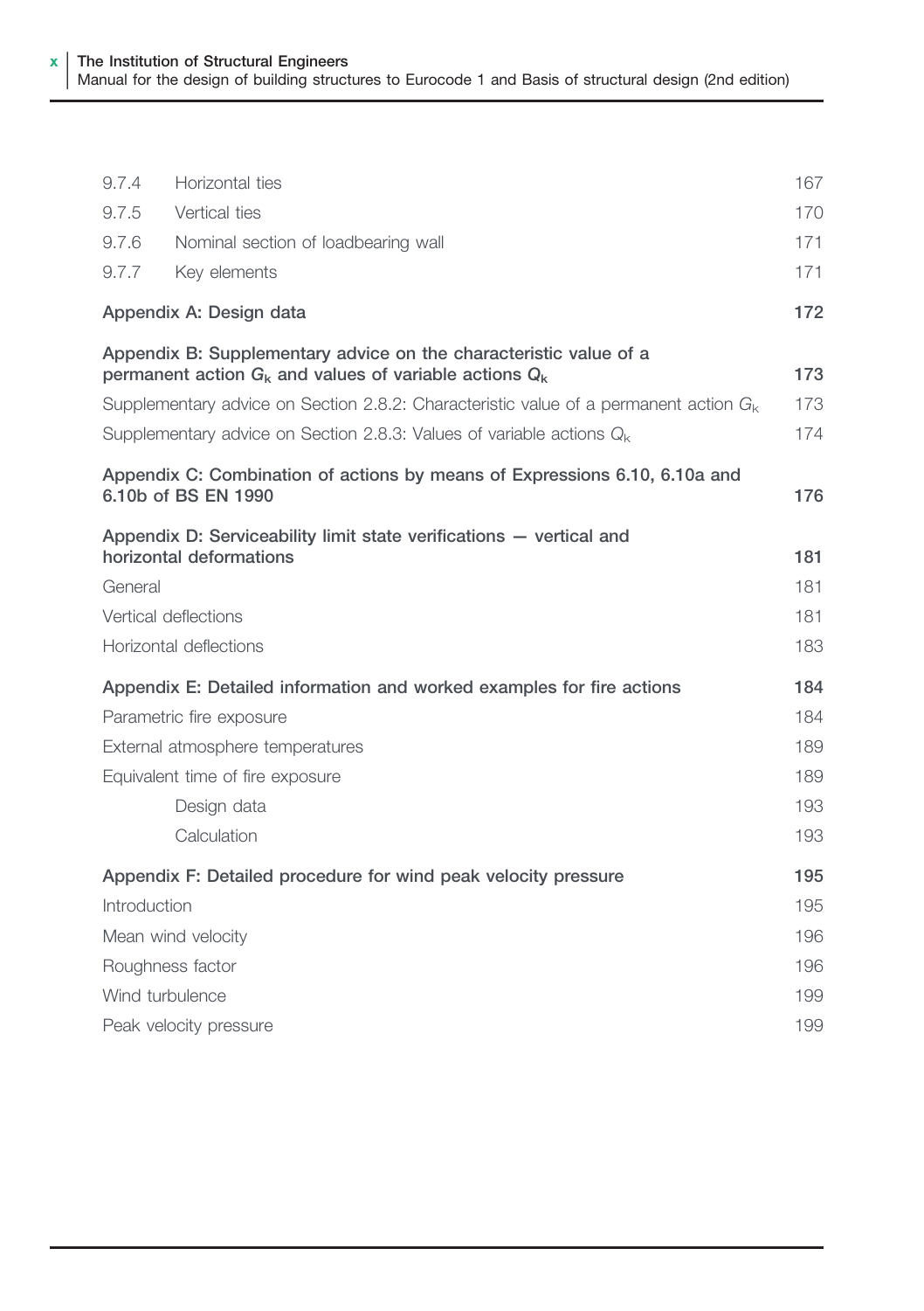| | | |
|---|---|---|
| 9.7.4 | Horizontal ties | 167 |
| 9.7.5 | Vertical ties | 170 |
| 9.7.6 | Nominal section of loadbearing wall | 171 |
| 9.7.7 | Key elements | 171 |

**Appendix A: Design data** 172

**Appendix B: Supplementary advice on the characteristic value of a permanent action $G_k$ and values of variable actions $Q_k$** 173

Supplementary advice on Section 2.8.2: Characteristic value of a permanent action $G_k$ 173

Supplementary advice on Section 2.8.3: Values of variable actions $Q_k$ 174

**Appendix C: Combination of actions by means of Expressions 6.10, 6.10a and 6.10b of BS EN 1990** 176

**Appendix D: Serviceability limit state verifications — vertical and horizontal deformations** 181

General 181

Vertical deflections 181

Horizontal deflections 183

**Appendix E: Detailed information and worked examples for fire actions** 184

Parametric fire exposure 184

External atmosphere temperatures 189

Equivalent time of fire exposure 189

  Design data 193

  Calculation 193

**Appendix F: Detailed procedure for wind peak velocity pressure** 195

Introduction 195

Mean wind velocity 196

Roughness factor 196

Wind turbulence 199

Peak velocity pressure 199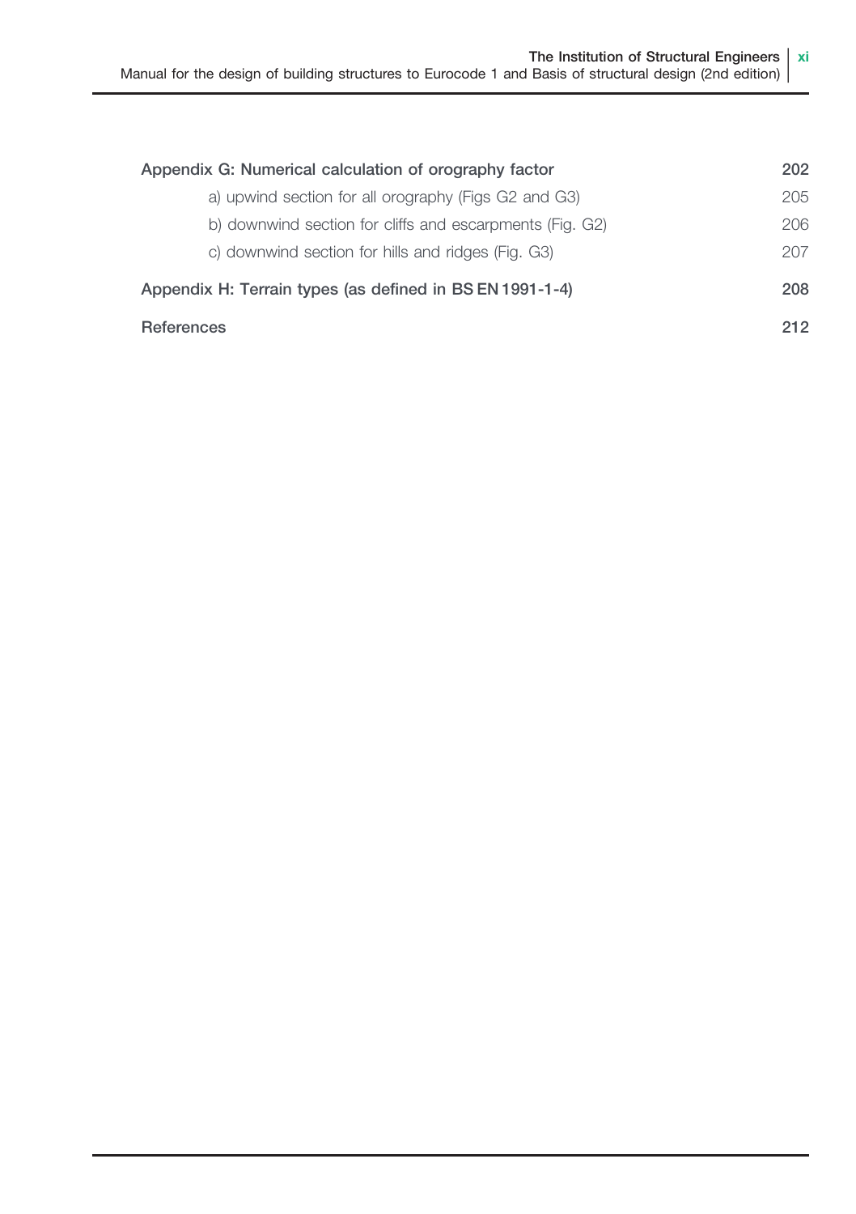| | |
|---|---|
| **Appendix G: Numerical calculation of orography factor** | **202** |
| a) upwind section for all orography (Figs G2 and G3) | 205 |
| b) downwind section for cliffs and escarpments (Fig. G2) | 206 |
| c) downwind section for hills and ridges (Fig. G3) | 207 |
| **Appendix H: Terrain types (as defined in BS EN 1991-1-4)** | **208** |
| **References** | **212** |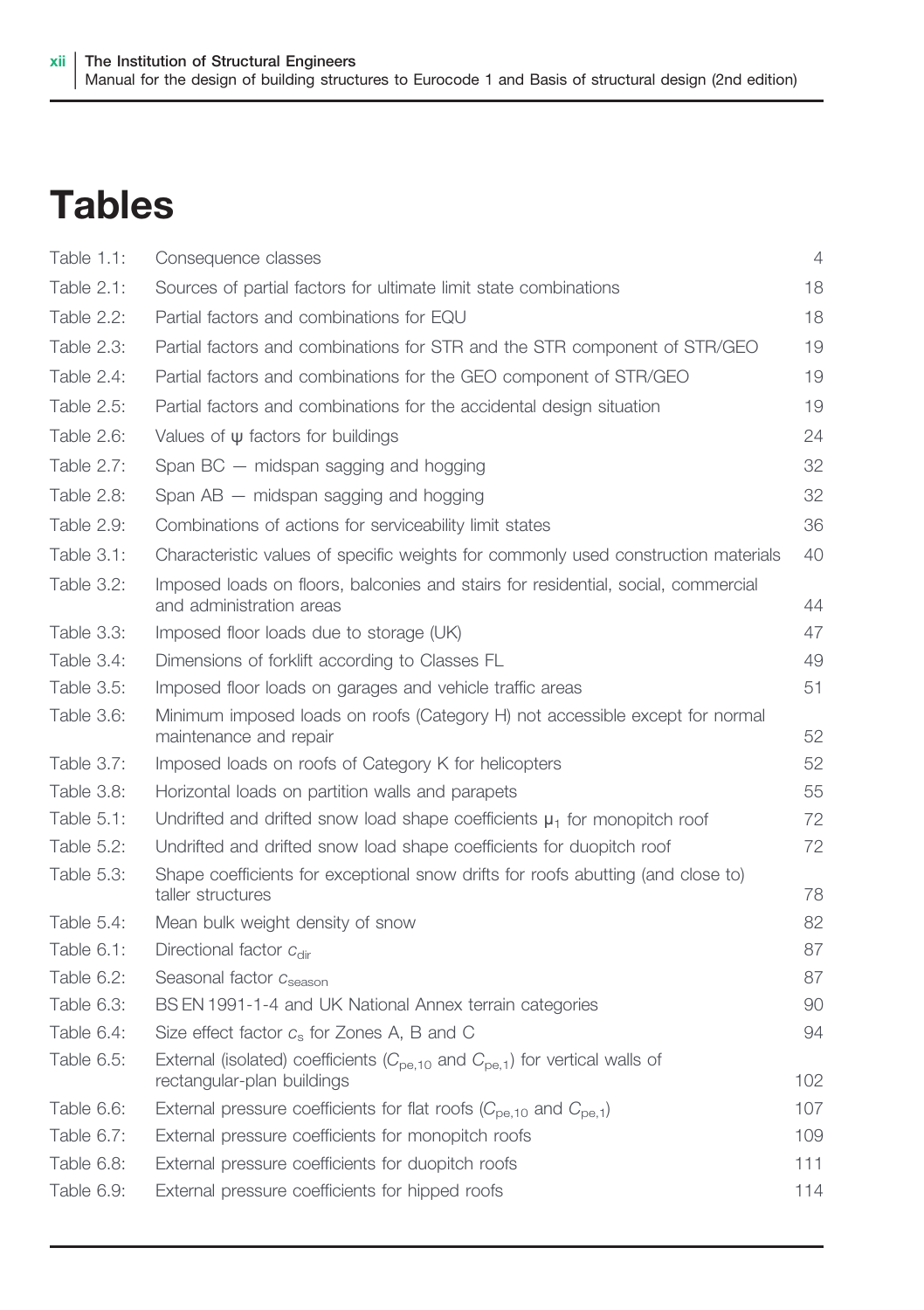# Tables

| | | |
|---|---|---|
| Table 1.1: | Consequence classes | 4 |
| Table 2.1: | Sources of partial factors for ultimate limit state combinations | 18 |
| Table 2.2: | Partial factors and combinations for EQU | 18 |
| Table 2.3: | Partial factors and combinations for STR and the STR component of STR/GEO | 19 |
| Table 2.4: | Partial factors and combinations for the GEO component of STR/GEO | 19 |
| Table 2.5: | Partial factors and combinations for the accidental design situation | 19 |
| Table 2.6: | Values of $\psi$ factors for buildings | 24 |
| Table 2.7: | Span BC — midspan sagging and hogging | 32 |
| Table 2.8: | Span AB — midspan sagging and hogging | 32 |
| Table 2.9: | Combinations of actions for serviceability limit states | 36 |
| Table 3.1: | Characteristic values of specific weights for commonly used construction materials | 40 |
| Table 3.2: | Imposed loads on floors, balconies and stairs for residential, social, commercial and administration areas | 44 |
| Table 3.3: | Imposed floor loads due to storage (UK) | 47 |
| Table 3.4: | Dimensions of forklift according to Classes FL | 49 |
| Table 3.5: | Imposed floor loads on garages and vehicle traffic areas | 51 |
| Table 3.6: | Minimum imposed loads on roofs (Category H) not accessible except for normal maintenance and repair | 52 |
| Table 3.7: | Imposed loads on roofs of Category K for helicopters | 52 |
| Table 3.8: | Horizontal loads on partition walls and parapets | 55 |
| Table 5.1: | Undrifted and drifted snow load shape coefficients $\mu_1$ for monopitch roof | 72 |
| Table 5.2: | Undrifted and drifted snow load shape coefficients for duopitch roof | 72 |
| Table 5.3: | Shape coefficients for exceptional snow drifts for roofs abutting (and close to) taller structures | 78 |
| Table 5.4: | Mean bulk weight density of snow | 82 |
| Table 6.1: | Directional factor $c_{dir}$ | 87 |
| Table 6.2: | Seasonal factor $c_{season}$ | 87 |
| Table 6.3: | BS EN 1991-1-4 and UK National Annex terrain categories | 90 |
| Table 6.4: | Size effect factor $c_s$ for Zones A, B and C | 94 |
| Table 6.5: | External (isolated) coefficients ($C_{pe,10}$ and $C_{pe,1}$) for vertical walls of rectangular-plan buildings | 102 |
| Table 6.6: | External pressure coefficients for flat roofs ($C_{pe,10}$ and $C_{pe,1}$) | 107 |
| Table 6.7: | External pressure coefficients for monopitch roofs | 109 |
| Table 6.8: | External pressure coefficients for duopitch roofs | 111 |
| Table 6.9: | External pressure coefficients for hipped roofs | 114 |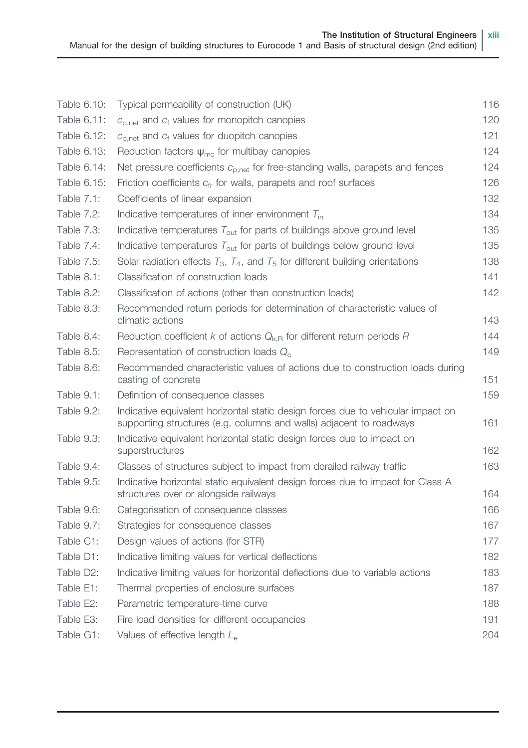| | | |
|---|---|---|
| Table 6.10: | Typical permeability of construction (UK) | 116 |
| Table 6.11: | $c_{p,net}$ and $c_f$ values for monopitch canopies | 120 |
| Table 6.12: | $c_{p,net}$ and $c_f$ values for duopitch canopies | 121 |
| Table 6.13: | Reduction factors $\psi_{mc}$ for multibay canopies | 124 |
| Table 6.14: | Net pressure coefficients $c_{p,net}$ for free-standing walls, parapets and fences | 124 |
| Table 6.15: | Friction coefficients $c_{fr}$ for walls, parapets and roof surfaces | 126 |
| Table 7.1: | Coefficients of linear expansion | 132 |
| Table 7.2: | Indicative temperatures of inner environment $T_{in}$ | 134 |
| Table 7.3: | Indicative temperatures $T_{out}$ for parts of buildings above ground level | 135 |
| Table 7.4: | Indicative temperatures $T_{out}$ for parts of buildings below ground level | 135 |
| Table 7.5: | Solar radiation effects $T_3$, $T_4$, and $T_5$ for different building orientations | 138 |
| Table 8.1: | Classification of construction loads | 141 |
| Table 8.2: | Classification of actions (other than construction loads) | 142 |
| Table 8.3: | Recommended return periods for determination of characteristic values of climatic actions | 143 |
| Table 8.4: | Reduction coefficient $k$ of actions $Q_{k,R}$ for different return periods $R$ | 144 |
| Table 8.5: | Representation of construction loads $Q_c$ | 149 |
| Table 8.6: | Recommended characteristic values of actions due to construction loads during casting of concrete | 151 |
| Table 9.1: | Definition of consequence classes | 159 |
| Table 9.2: | Indicative equivalent horizontal static design forces due to vehicular impact on supporting structures (e.g. columns and walls) adjacent to roadways | 161 |
| Table 9.3: | Indicative equivalent horizontal static design forces due to impact on superstructures | 162 |
| Table 9.4: | Classes of structures subject to impact from derailed railway traffic | 163 |
| Table 9.5: | Indicative horizontal static equivalent design forces due to impact for Class A structures over or alongside railways | 164 |
| Table 9.6: | Categorisation of consequence classes | 166 |
| Table 9.7: | Strategies for consequence classes | 167 |
| Table C1: | Design values of actions (for STR) | 177 |
| Table D1: | Indicative limiting values for vertical deflections | 182 |
| Table D2: | Indicative limiting values for horizontal deflections due to variable actions | 183 |
| Table E1: | Thermal properties of enclosure surfaces | 187 |
| Table E2: | Parametric temperature-time curve | 188 |
| Table E3: | Fire load densities for different occupancies | 191 |
| Table G1: | Values of effective length $L_e$ | 204 |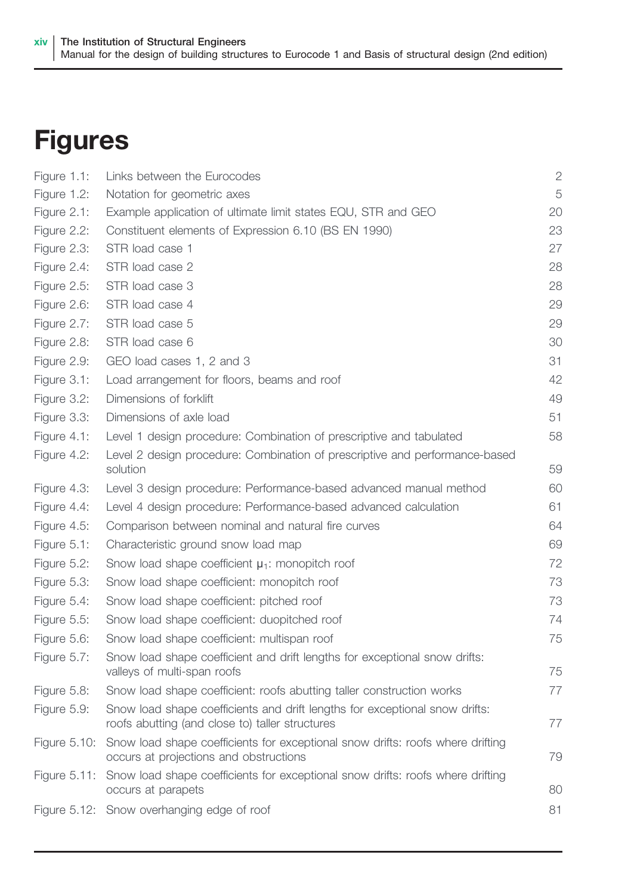# Figures

| | | |
|---|---|---|
| Figure 1.1: | Links between the Eurocodes | 2 |
| Figure 1.2: | Notation for geometric axes | 5 |
| Figure 2.1: | Example application of ultimate limit states EQU, STR and GEO | 20 |
| Figure 2.2: | Constituent elements of Expression 6.10 (BS EN 1990) | 23 |
| Figure 2.3: | STR load case 1 | 27 |
| Figure 2.4: | STR load case 2 | 28 |
| Figure 2.5: | STR load case 3 | 28 |
| Figure 2.6: | STR load case 4 | 29 |
| Figure 2.7: | STR load case 5 | 29 |
| Figure 2.8: | STR load case 6 | 30 |
| Figure 2.9: | GEO load cases 1, 2 and 3 | 31 |
| Figure 3.1: | Load arrangement for floors, beams and roof | 42 |
| Figure 3.2: | Dimensions of forklift | 49 |
| Figure 3.3: | Dimensions of axle load | 51 |
| Figure 4.1: | Level 1 design procedure: Combination of prescriptive and tabulated | 58 |
| Figure 4.2: | Level 2 design procedure: Combination of prescriptive and performance-based solution | 59 |
| Figure 4.3: | Level 3 design procedure: Performance-based advanced manual method | 60 |
| Figure 4.4: | Level 4 design procedure: Performance-based advanced calculation | 61 |
| Figure 4.5: | Comparison between nominal and natural fire curves | 64 |
| Figure 5.1: | Characteristic ground snow load map | 69 |
| Figure 5.2: | Snow load shape coefficient $\mu_1$: monopitch roof | 72 |
| Figure 5.3: | Snow load shape coefficient: monopitch roof | 73 |
| Figure 5.4: | Snow load shape coefficient: pitched roof | 73 |
| Figure 5.5: | Snow load shape coefficient: duopitched roof | 74 |
| Figure 5.6: | Snow load shape coefficient: multispan roof | 75 |
| Figure 5.7: | Snow load shape coefficient and drift lengths for exceptional snow drifts: valleys of multi-span roofs | 75 |
| Figure 5.8: | Snow load shape coefficient: roofs abutting taller construction works | 77 |
| Figure 5.9: | Snow load shape coefficients and drift lengths for exceptional snow drifts: roofs abutting (and close to) taller structures | 77 |
| Figure 5.10: | Snow load shape coefficients for exceptional snow drifts: roofs where drifting occurs at projections and obstructions | 79 |
| Figure 5.11: | Snow load shape coefficients for exceptional snow drifts: roofs where drifting occurs at parapets | 80 |
| Figure 5.12: | Snow overhanging edge of roof | 81 |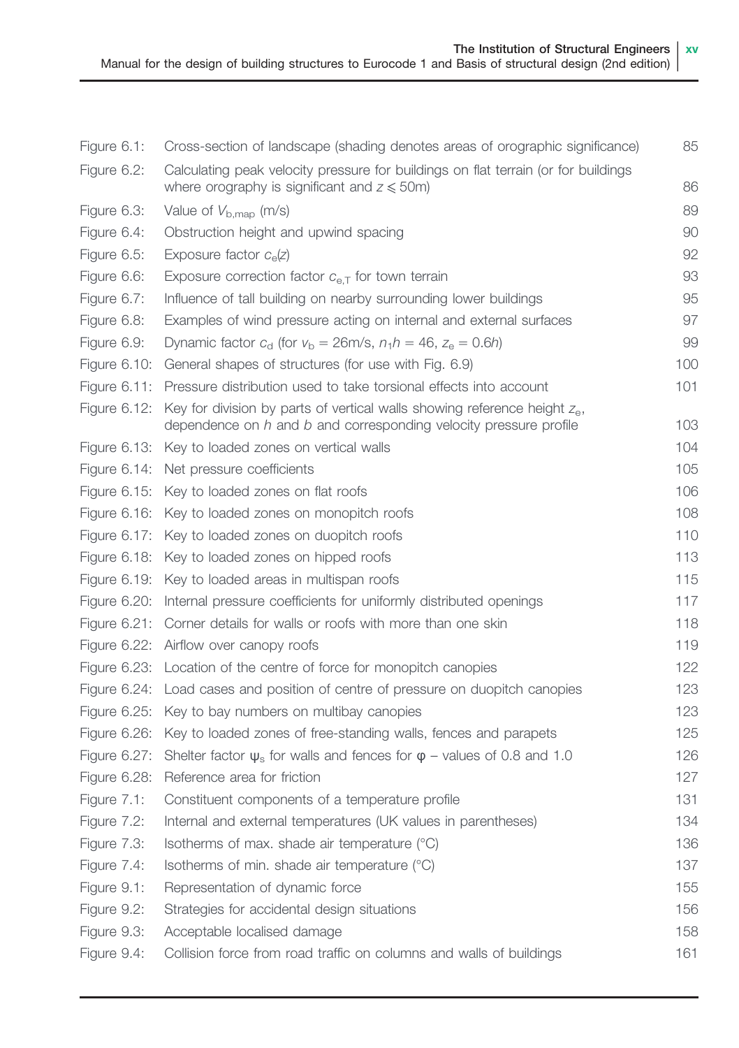| | | |
|---|---|---|
| Figure 6.1: | Cross-section of landscape (shading denotes areas of orographic significance) | 85 |
| Figure 6.2: | Calculating peak velocity pressure for buildings on flat terrain (or for buildings where orography is significant and $z \leqslant 50$m) | 86 |
| Figure 6.3: | Value of $V_{b,map}$ (m/s) | 89 |
| Figure 6.4: | Obstruction height and upwind spacing | 90 |
| Figure 6.5: | Exposure factor $c_e(z)$ | 92 |
| Figure 6.6: | Exposure correction factor $c_{e,T}$ for town terrain | 93 |
| Figure 6.7: | Influence of tall building on nearby surrounding lower buildings | 95 |
| Figure 6.8: | Examples of wind pressure acting on internal and external surfaces | 97 |
| Figure 6.9: | Dynamic factor $c_d$ (for $v_b = 26$m/s, $n_1h = 46$, $z_e = 0.6h$) | 99 |
| Figure 6.10: | General shapes of structures (for use with Fig. 6.9) | 100 |
| Figure 6.11: | Pressure distribution used to take torsional effects into account | 101 |
| Figure 6.12: | Key for division by parts of vertical walls showing reference height $z_e$, dependence on $h$ and $b$ and corresponding velocity pressure profile | 103 |
| Figure 6.13: | Key to loaded zones on vertical walls | 104 |
| Figure 6.14: | Net pressure coefficients | 105 |
| Figure 6.15: | Key to loaded zones on flat roofs | 106 |
| Figure 6.16: | Key to loaded zones on monopitch roofs | 108 |
| Figure 6.17: | Key to loaded zones on duopitch roofs | 110 |
| Figure 6.18: | Key to loaded zones on hipped roofs | 113 |
| Figure 6.19: | Key to loaded areas in multispan roofs | 115 |
| Figure 6.20: | Internal pressure coefficients for uniformly distributed openings | 117 |
| Figure 6.21: | Corner details for walls or roofs with more than one skin | 118 |
| Figure 6.22: | Airflow over canopy roofs | 119 |
| Figure 6.23: | Location of the centre of force for monopitch canopies | 122 |
| Figure 6.24: | Load cases and position of centre of pressure on duopitch canopies | 123 |
| Figure 6.25: | Key to bay numbers on multibay canopies | 123 |
| Figure 6.26: | Key to loaded zones of free-standing walls, fences and parapets | 125 |
| Figure 6.27: | Shelter factor $\psi_s$ for walls and fences for $\varphi$ – values of 0.8 and 1.0 | 126 |
| Figure 6.28: | Reference area for friction | 127 |
| Figure 7.1: | Constituent components of a temperature profile | 131 |
| Figure 7.2: | Internal and external temperatures (UK values in parentheses) | 134 |
| Figure 7.3: | Isotherms of max. shade air temperature (°C) | 136 |
| Figure 7.4: | Isotherms of min. shade air temperature (°C) | 137 |
| Figure 9.1: | Representation of dynamic force | 155 |
| Figure 9.2: | Strategies for accidental design situations | 156 |
| Figure 9.3: | Acceptable localised damage | 158 |
| Figure 9.4: | Collision force from road traffic on columns and walls of buildings | 161 |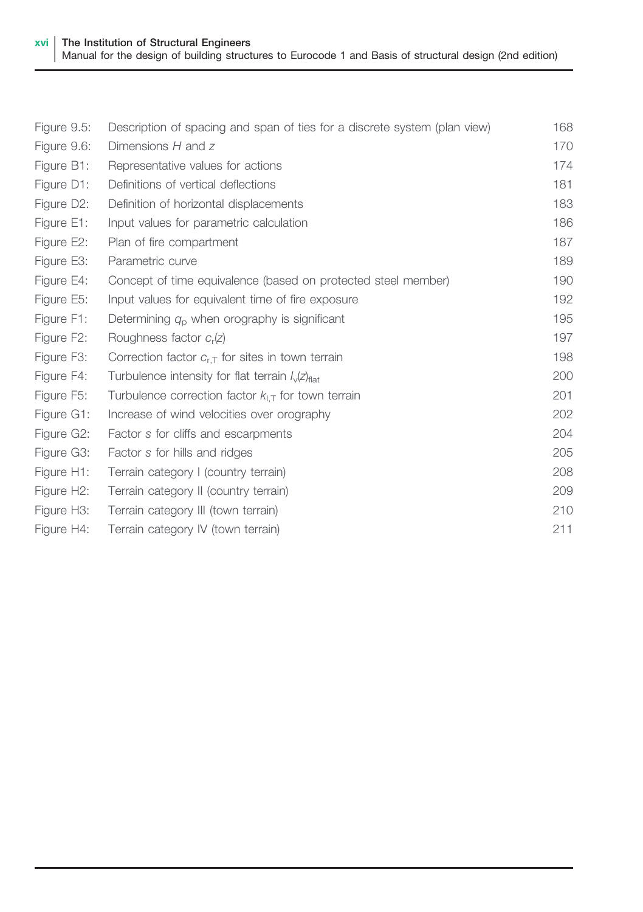| | | |
|---|---|---|
| Figure 9.5: | Description of spacing and span of ties for a discrete system (plan view) | 168 |
| Figure 9.6: | Dimensions $H$ and $z$ | 170 |
| Figure B1: | Representative values for actions | 174 |
| Figure D1: | Definitions of vertical deflections | 181 |
| Figure D2: | Definition of horizontal displacements | 183 |
| Figure E1: | Input values for parametric calculation | 186 |
| Figure E2: | Plan of fire compartment | 187 |
| Figure E3: | Parametric curve | 189 |
| Figure E4: | Concept of time equivalence (based on protected steel member) | 190 |
| Figure E5: | Input values for equivalent time of fire exposure | 192 |
| Figure F1: | Determining $q_p$ when orography is significant | 195 |
| Figure F2: | Roughness factor $c_r(z)$ | 197 |
| Figure F3: | Correction factor $c_{r,T}$ for sites in town terrain | 198 |
| Figure F4: | Turbulence intensity for flat terrain $I_v(z)_{flat}$ | 200 |
| Figure F5: | Turbulence correction factor $k_{I,T}$ for town terrain | 201 |
| Figure G1: | Increase of wind velocities over orography | 202 |
| Figure G2: | Factor $s$ for cliffs and escarpments | 204 |
| Figure G3: | Factor $s$ for hills and ridges | 205 |
| Figure H1: | Terrain category I (country terrain) | 208 |
| Figure H2: | Terrain category II (country terrain) | 209 |
| Figure H3: | Terrain category III (town terrain) | 210 |
| Figure H4: | Terrain category IV (town terrain) | 211 |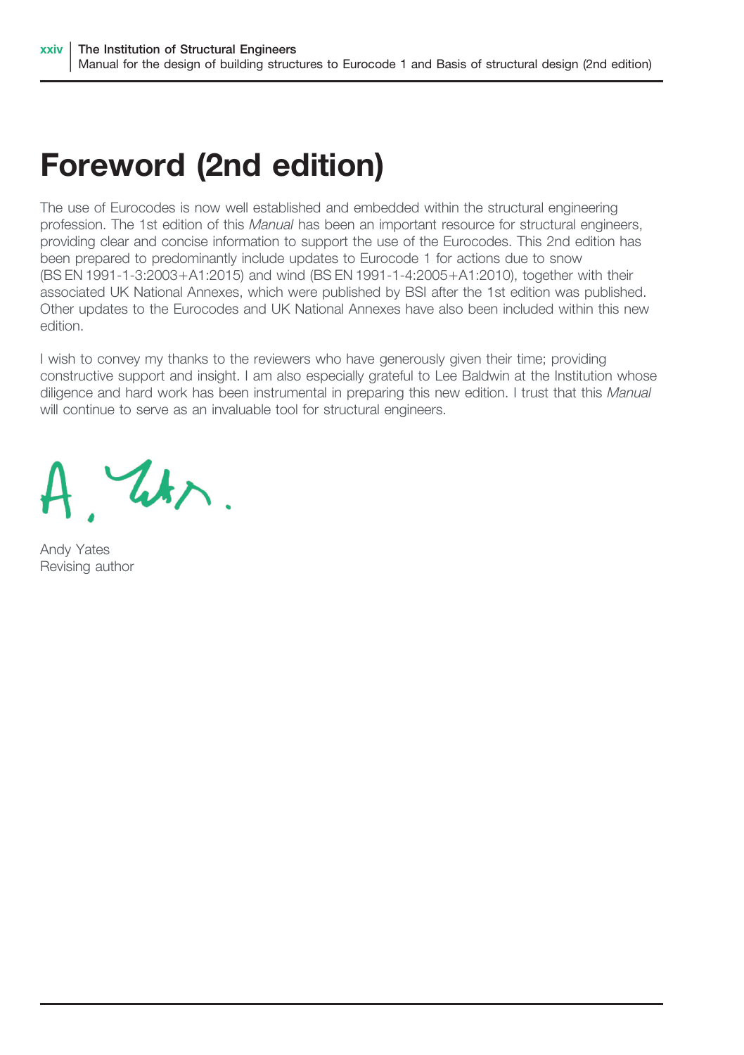# Foreword (2nd edition)

The use of Eurocodes is now well established and embedded within the structural engineering profession. The 1st edition of this *Manual* has been an important resource for structural engineers, providing clear and concise information to support the use of the Eurocodes. This 2nd edition has been prepared to predominantly include updates to Eurocode 1 for actions due to snow (BS EN 1991-1-3:2003+A1:2015) and wind (BS EN 1991-1-4:2005+A1:2010), together with their associated UK National Annexes, which were published by BSI after the 1st edition was published. Other updates to the Eurocodes and UK National Annexes have also been included within this new edition.

I wish to convey my thanks to the reviewers who have generously given their time; providing constructive support and insight. I am also especially grateful to Lee Baldwin at the Institution whose diligence and hard work has been instrumental in preparing this new edition. I trust that this *Manual* will continue to serve as an invaluable tool for structural engineers.

Andy Yates
Revising author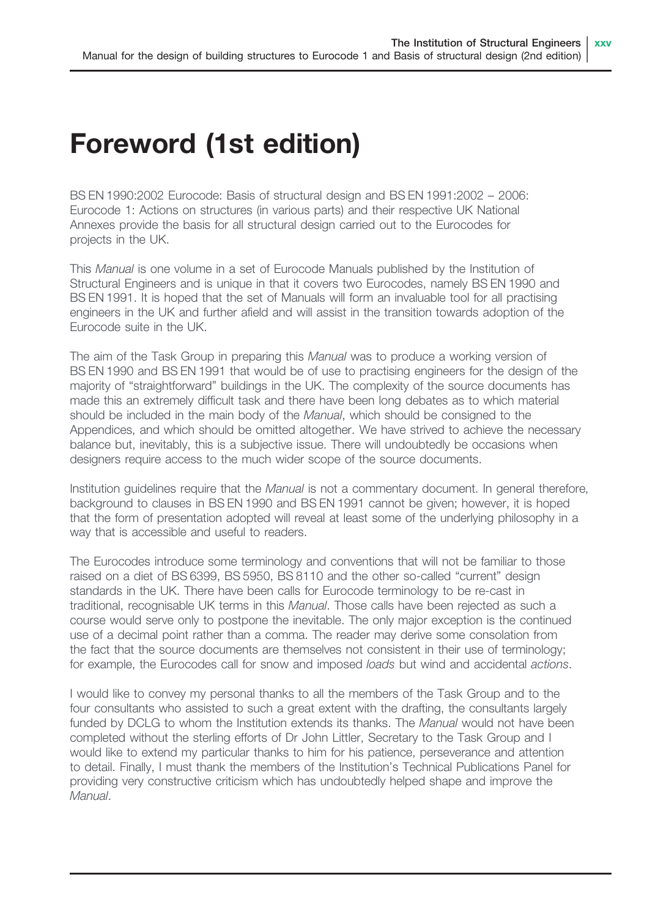# Foreword (1st edition)

BS EN 1990:2002 Eurocode: Basis of structural design and BS EN 1991:2002 – 2006: Eurocode 1: Actions on structures (in various parts) and their respective UK National Annexes provide the basis for all structural design carried out to the Eurocodes for projects in the UK.

This *Manual* is one volume in a set of Eurocode Manuals published by the Institution of Structural Engineers and is unique in that it covers two Eurocodes, namely BS EN 1990 and BS EN 1991. It is hoped that the set of Manuals will form an invaluable tool for all practising engineers in the UK and further afield and will assist in the transition towards adoption of the Eurocode suite in the UK.

The aim of the Task Group in preparing this *Manual* was to produce a working version of BS EN 1990 and BS EN 1991 that would be of use to practising engineers for the design of the majority of "straightforward" buildings in the UK. The complexity of the source documents has made this an extremely difficult task and there have been long debates as to which material should be included in the main body of the *Manual*, which should be consigned to the Appendices, and which should be omitted altogether. We have strived to achieve the necessary balance but, inevitably, this is a subjective issue. There will undoubtedly be occasions when designers require access to the much wider scope of the source documents.

Institution guidelines require that the *Manual* is not a commentary document. In general therefore, background to clauses in BS EN 1990 and BS EN 1991 cannot be given; however, it is hoped that the form of presentation adopted will reveal at least some of the underlying philosophy in a way that is accessible and useful to readers.

The Eurocodes introduce some terminology and conventions that will not be familiar to those raised on a diet of BS 6399, BS 5950, BS 8110 and the other so-called "current" design standards in the UK. There have been calls for Eurocode terminology to be re-cast in traditional, recognisable UK terms in this *Manual*. Those calls have been rejected as such a course would serve only to postpone the inevitable. The only major exception is the continued use of a decimal point rather than a comma. The reader may derive some consolation from the fact that the source documents are themselves not consistent in their use of terminology; for example, the Eurocodes call for snow and imposed *loads* but wind and accidental *actions*.

I would like to convey my personal thanks to all the members of the Task Group and to the four consultants who assisted to such a great extent with the drafting, the consultants largely funded by DCLG to whom the Institution extends its thanks. The *Manual* would not have been completed without the sterling efforts of Dr John Littler, Secretary to the Task Group and I would like to extend my particular thanks to him for his patience, perseverance and attention to detail. Finally, I must thank the members of the Institution's Technical Publications Panel for providing very constructive criticism which has undoubtedly helped shape and improve the *Manual*.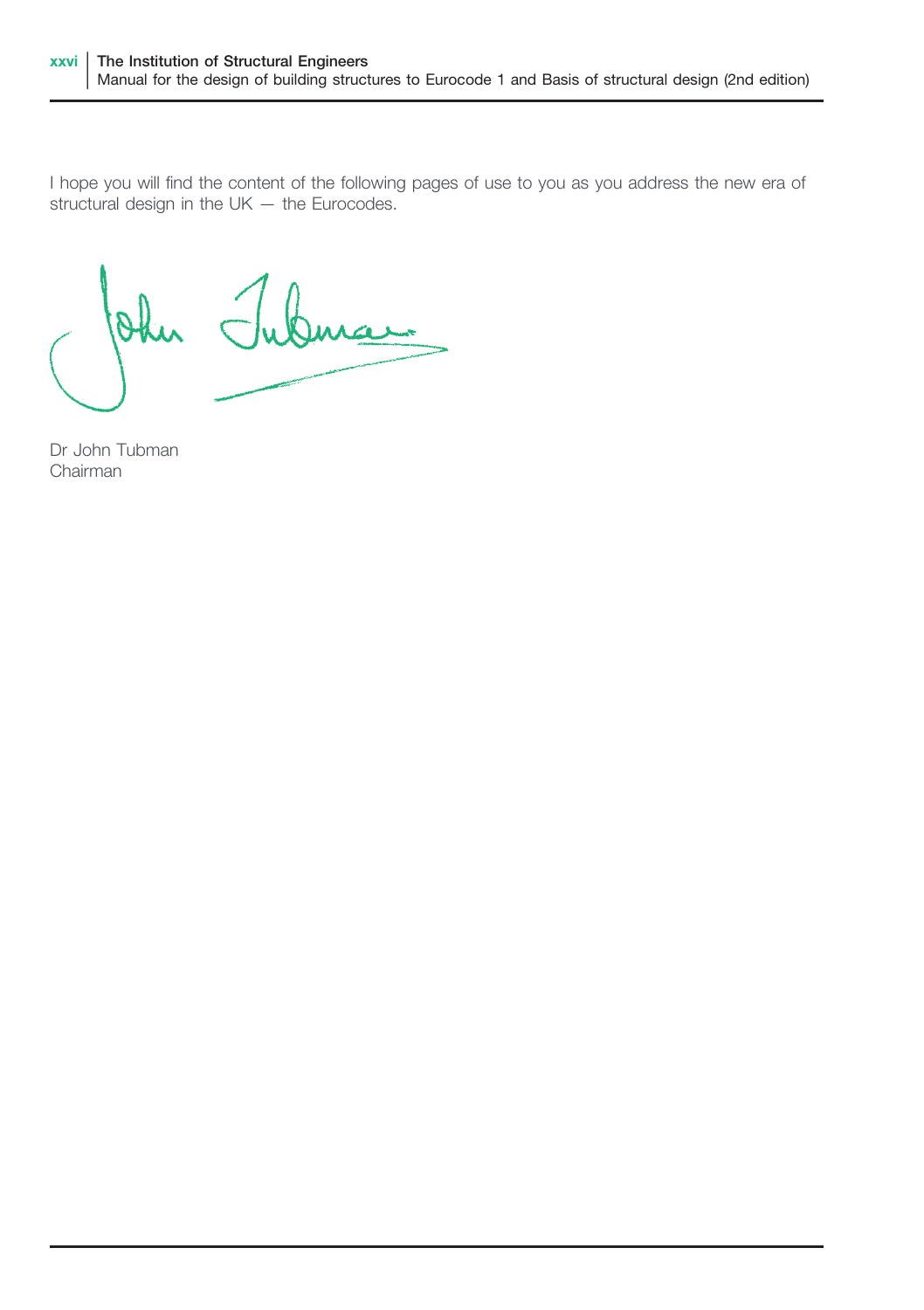I hope you will find the content of the following pages of use to you as you address the new era of structural design in the UK — the Eurocodes.

Dr John Tubman
Chairman